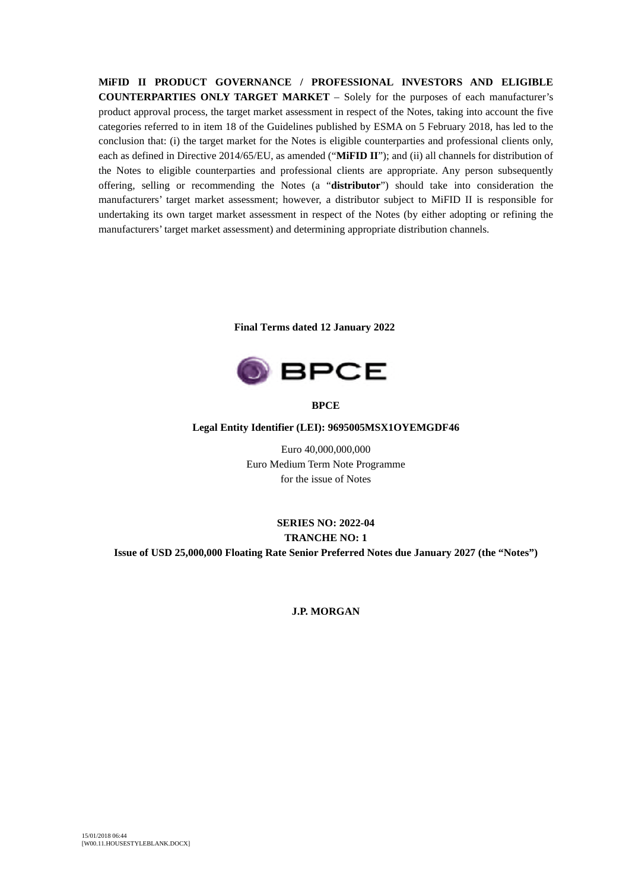**MiFID II PRODUCT GOVERNANCE / PROFESSIONAL INVESTORS AND ELIGIBLE COUNTERPARTIES ONLY TARGET MARKET** – Solely for the purposes of each manufacturer's product approval process, the target market assessment in respect of the Notes, taking into account the five categories referred to in item 18 of the Guidelines published by ESMA on 5 February 2018, has led to the conclusion that: (i) the target market for the Notes is eligible counterparties and professional clients only, each as defined in Directive 2014/65/EU, as amended ("**MiFID II**"); and (ii) all channels for distribution of the Notes to eligible counterparties and professional clients are appropriate. Any person subsequently offering, selling or recommending the Notes (a "**distributor**") should take into consideration the manufacturers' target market assessment; however, a distributor subject to MiFID II is responsible for undertaking its own target market assessment in respect of the Notes (by either adopting or refining the manufacturers' target market assessment) and determining appropriate distribution channels.

**Final Terms dated 12 January 2022**

BPCE

**BPCE**

**Legal Entity Identifier (LEI): 9695005MSX1OYEMGDF46**

Euro 40,000,000,000
Euro Medium Term Note Programme
for the issue of Notes

**SERIES NO: 2022-04**
**TRANCHE NO: 1**
**Issue of USD 25,000,000 Floating Rate Senior Preferred Notes due January 2027 (the "Notes")**

**J.P. MORGAN**

15/01/2018 06:44
[W00.11.HOUSESTYLEBLANK.DOCX]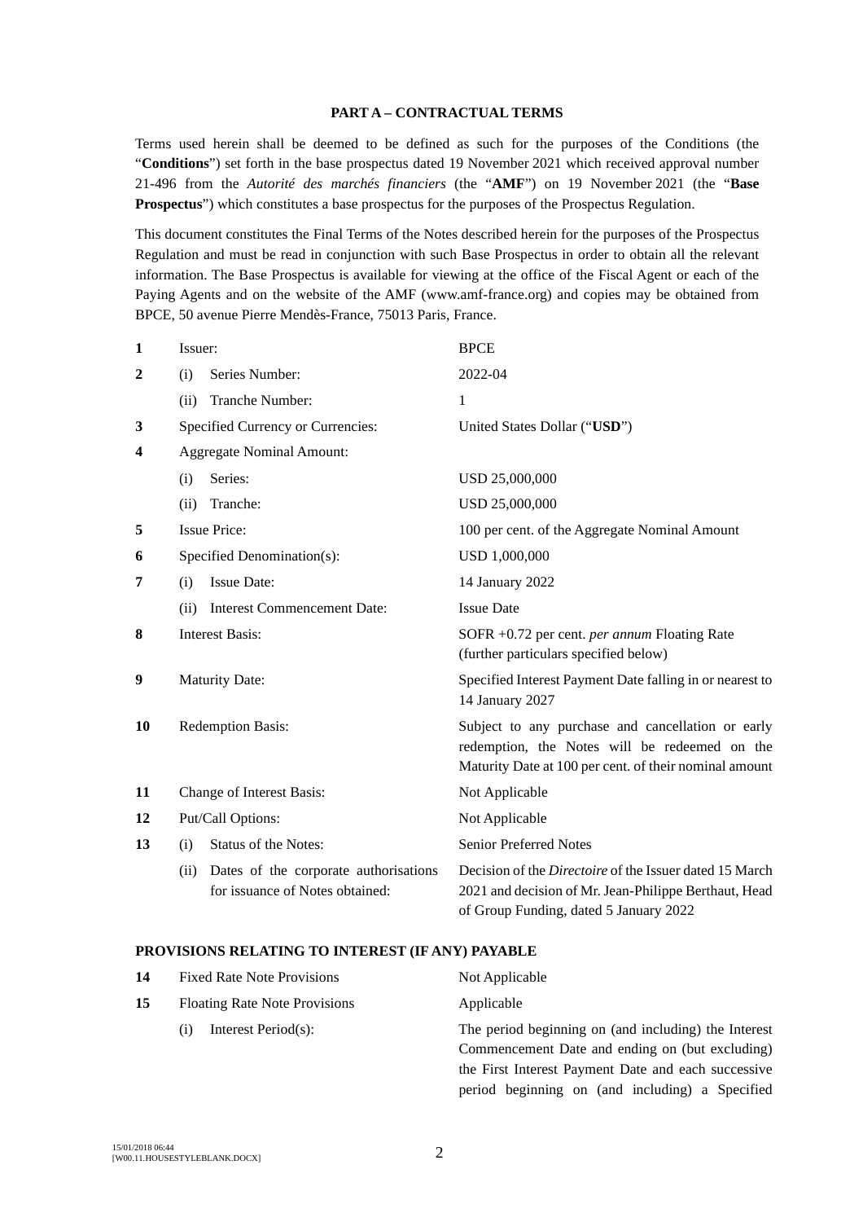**PART A – CONTRACTUAL TERMS**

Terms used herein shall be deemed to be defined as such for the purposes of the Conditions (the "**Conditions**") set forth in the base prospectus dated 19 November 2021 which received approval number 21-496 from the *Autorité des marchés financiers* (the "**AMF**") on 19 November 2021 (the "**Base Prospectus**") which constitutes a base prospectus for the purposes of the Prospectus Regulation.

This document constitutes the Final Terms of the Notes described herein for the purposes of the Prospectus Regulation and must be read in conjunction with such Base Prospectus in order to obtain all the relevant information. The Base Prospectus is available for viewing at the office of the Fiscal Agent or each of the Paying Agents and on the website of the AMF (www.amf-france.org) and copies may be obtained from BPCE, 50 avenue Pierre Mendès-France, 75013 Paris, France.

| | | |
|---|---|---|
| **1** | Issuer: | BPCE |
| **2** | (i) Series Number: | 2022-04 |
| | (ii) Tranche Number: | 1 |
| **3** | Specified Currency or Currencies: | United States Dollar ("**USD**") |
| **4** | Aggregate Nominal Amount: | |
| | (i) Series: | USD 25,000,000 |
| | (ii) Tranche: | USD 25,000,000 |
| **5** | Issue Price: | 100 per cent. of the Aggregate Nominal Amount |
| **6** | Specified Denomination(s): | USD 1,000,000 |
| **7** | (i) Issue Date: | 14 January 2022 |
| | (ii) Interest Commencement Date: | Issue Date |
| **8** | Interest Basis: | SOFR +0.72 per cent. *per annum* Floating Rate (further particulars specified below) |
| **9** | Maturity Date: | Specified Interest Payment Date falling in or nearest to 14 January 2027 |
| **10** | Redemption Basis: | Subject to any purchase and cancellation or early redemption, the Notes will be redeemed on the Maturity Date at 100 per cent. of their nominal amount |
| **11** | Change of Interest Basis: | Not Applicable |
| **12** | Put/Call Options: | Not Applicable |
| **13** | (i) Status of the Notes: | Senior Preferred Notes |
| | (ii) Dates of the corporate authorisations for issuance of Notes obtained: | Decision of the *Directoire* of the Issuer dated 15 March 2021 and decision of Mr. Jean-Philippe Berthaut, Head of Group Funding, dated 5 January 2022 |

**PROVISIONS RELATING TO INTEREST (IF ANY) PAYABLE**

| | | |
|---|---|---|
| **14** | Fixed Rate Note Provisions | Not Applicable |
| **15** | Floating Rate Note Provisions | Applicable |
| | (i) Interest Period(s): | The period beginning on (and including) the Interest Commencement Date and ending on (but excluding) the First Interest Payment Date and each successive period beginning on (and including) a Specified |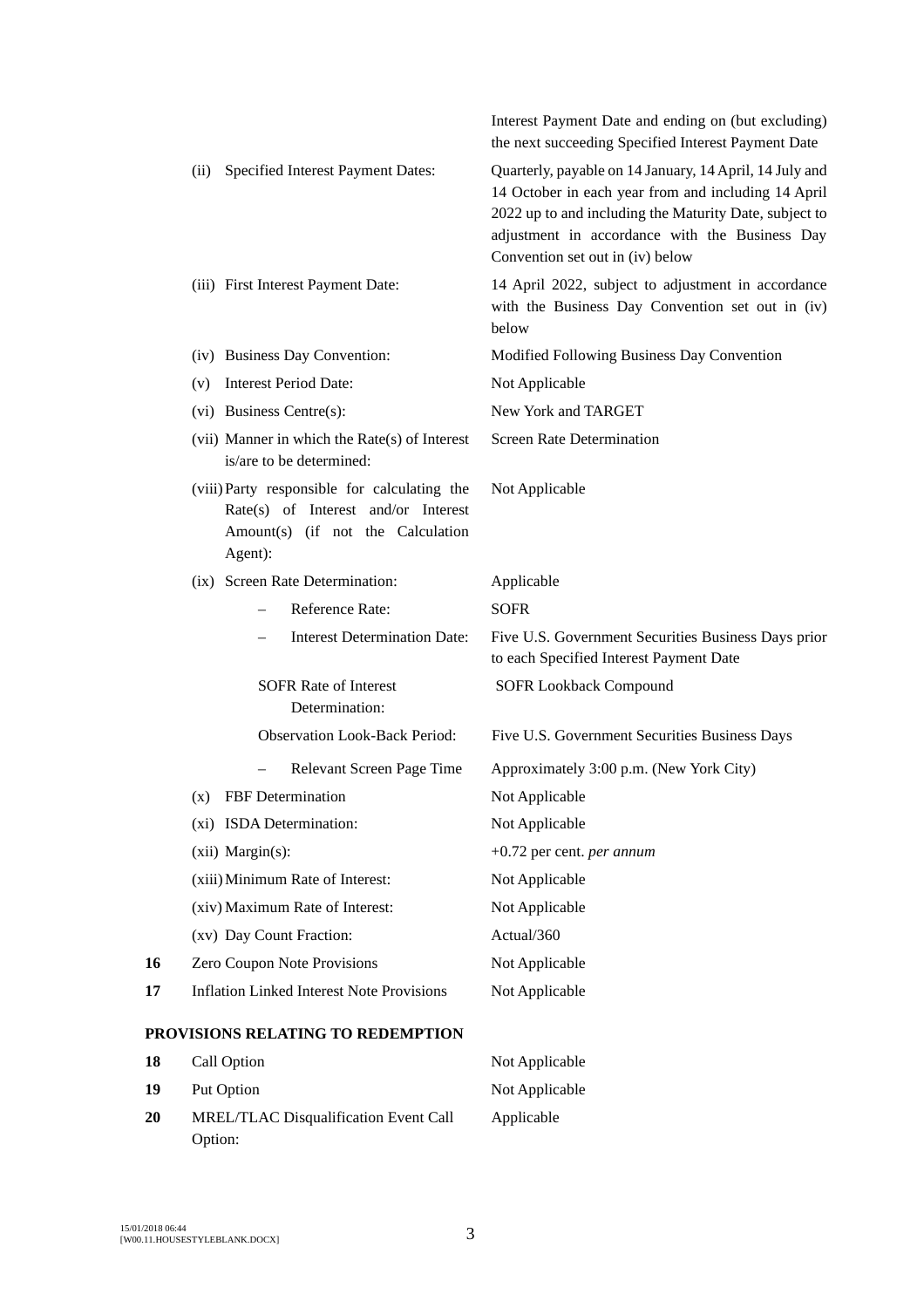| | | |
|---|---|---|
| | | Interest Payment Date and ending on (but excluding) the next succeeding Specified Interest Payment Date |
| | (ii) Specified Interest Payment Dates: | Quarterly, payable on 14 January, 14 April, 14 July and 14 October in each year from and including 14 April 2022 up to and including the Maturity Date, subject to adjustment in accordance with the Business Day Convention set out in (iv) below |
| | (iii) First Interest Payment Date: | 14 April 2022, subject to adjustment in accordance with the Business Day Convention set out in (iv) below |
| | (iv) Business Day Convention: | Modified Following Business Day Convention |
| | (v) Interest Period Date: | Not Applicable |
| | (vi) Business Centre(s): | New York and TARGET |
| | (vii) Manner in which the Rate(s) of Interest is/are to be determined: | Screen Rate Determination |
| | (viii) Party responsible for calculating the Rate(s) of Interest and/or Interest Amount(s) (if not the Calculation Agent): | Not Applicable |
| | (ix) Screen Rate Determination: | Applicable |
| | – Reference Rate: | SOFR |
| | – Interest Determination Date: | Five U.S. Government Securities Business Days prior to each Specified Interest Payment Date |
| | SOFR Rate of Interest Determination: | SOFR Lookback Compound |
| | Observation Look-Back Period: | Five U.S. Government Securities Business Days |
| | – Relevant Screen Page Time | Approximately 3:00 p.m. (New York City) |
| | (x) FBF Determination | Not Applicable |
| | (xi) ISDA Determination: | Not Applicable |
| | (xii) Margin(s): | +0.72 per cent. *per annum* |
| | (xiii) Minimum Rate of Interest: | Not Applicable |
| | (xiv) Maximum Rate of Interest: | Not Applicable |
| | (xv) Day Count Fraction: | Actual/360 |
| **16** | Zero Coupon Note Provisions | Not Applicable |
| **17** | Inflation Linked Interest Note Provisions | Not Applicable |

**PROVISIONS RELATING TO REDEMPTION**

| | | |
|---|---|---|
| **18** | Call Option | Not Applicable |
| **19** | Put Option | Not Applicable |
| **20** | MREL/TLAC Disqualification Event Call Option: | Applicable |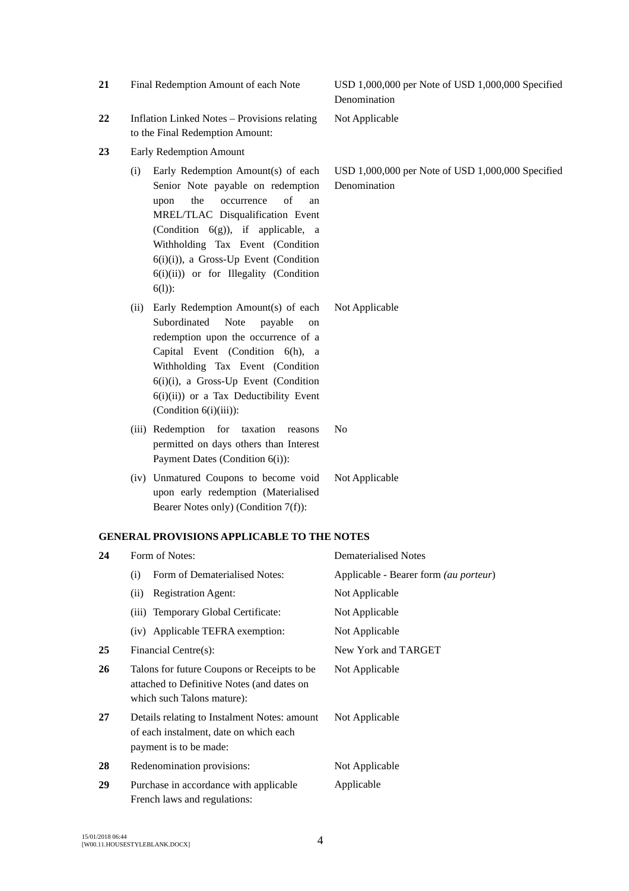| | | |
|---|---|---|
| **21** | Final Redemption Amount of each Note | USD 1,000,000 per Note of USD 1,000,000 Specified Denomination |
| **22** | Inflation Linked Notes – Provisions relating to the Final Redemption Amount: | Not Applicable |
| **23** | Early Redemption Amount | |
| | (i) Early Redemption Amount(s) of each Senior Note payable on redemption upon the occurrence of an MREL/TLAC Disqualification Event (Condition 6(g)), if applicable, a Withholding Tax Event (Condition 6(i)(i)), a Gross-Up Event (Condition 6(i)(ii)) or for Illegality (Condition 6(l)): | USD 1,000,000 per Note of USD 1,000,000 Specified Denomination |
| | (ii) Early Redemption Amount(s) of each Subordinated Note payable on redemption upon the occurrence of a Capital Event (Condition 6(h), a Withholding Tax Event (Condition 6(i)(i), a Gross-Up Event (Condition 6(i)(ii)) or a Tax Deductibility Event (Condition 6(i)(iii)): | Not Applicable |
| | (iii) Redemption for taxation reasons permitted on days others than Interest Payment Dates (Condition 6(i)): | No |
| | (iv) Unmatured Coupons to become void upon early redemption (Materialised Bearer Notes only) (Condition 7(f)): | Not Applicable |

## GENERAL PROVISIONS APPLICABLE TO THE NOTES

| | | |
|---|---|---|
| **24** | Form of Notes: | Dematerialised Notes |
| | (i) Form of Dematerialised Notes: | Applicable - Bearer form *(au porteur)* |
| | (ii) Registration Agent: | Not Applicable |
| | (iii) Temporary Global Certificate: | Not Applicable |
| | (iv) Applicable TEFRA exemption: | Not Applicable |
| **25** | Financial Centre(s): | New York and TARGET |
| **26** | Talons for future Coupons or Receipts to be attached to Definitive Notes (and dates on which such Talons mature): | Not Applicable |
| **27** | Details relating to Instalment Notes: amount of each instalment, date on which each payment is to be made: | Not Applicable |
| **28** | Redenomination provisions: | Not Applicable |
| **29** | Purchase in accordance with applicable French laws and regulations: | Applicable |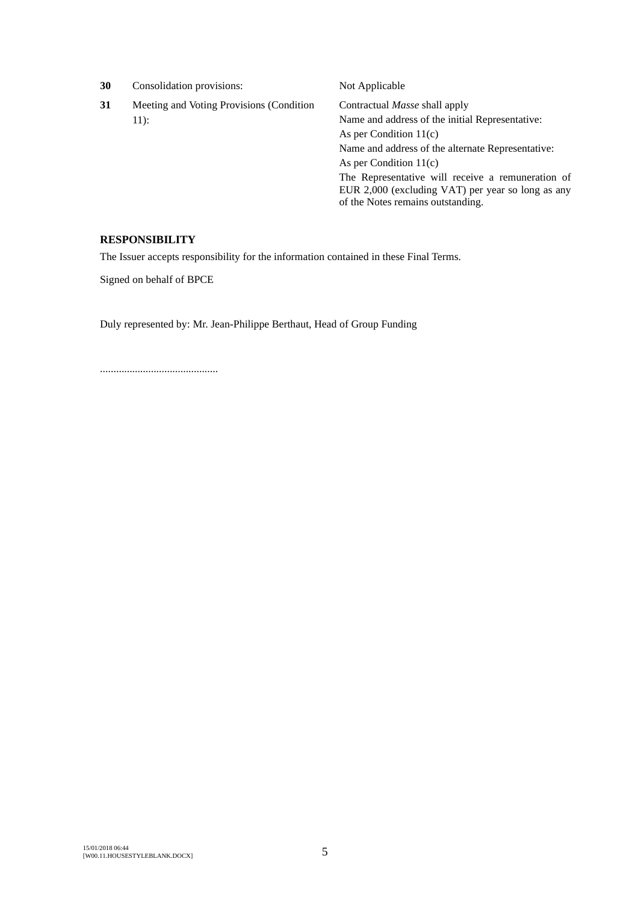| | | |
|---|---|---|
| **30** | Consolidation provisions: | Not Applicable |
| **31** | Meeting and Voting Provisions (Condition 11): | Contractual *Masse* shall apply<br>Name and address of the initial Representative:<br>As per Condition 11(c)<br>Name and address of the alternate Representative:<br>As per Condition 11(c)<br>The Representative will receive a remuneration of EUR 2,000 (excluding VAT) per year so long as any of the Notes remains outstanding. |

**RESPONSIBILITY**

The Issuer accepts responsibility for the information contained in these Final Terms.

Signed on behalf of BPCE

Duly represented by: Mr. Jean-Philippe Berthaut, Head of Group Funding

............................................

15/01/2018 06:44
[W00.11.HOUSESTYLEBLANK.DOCX]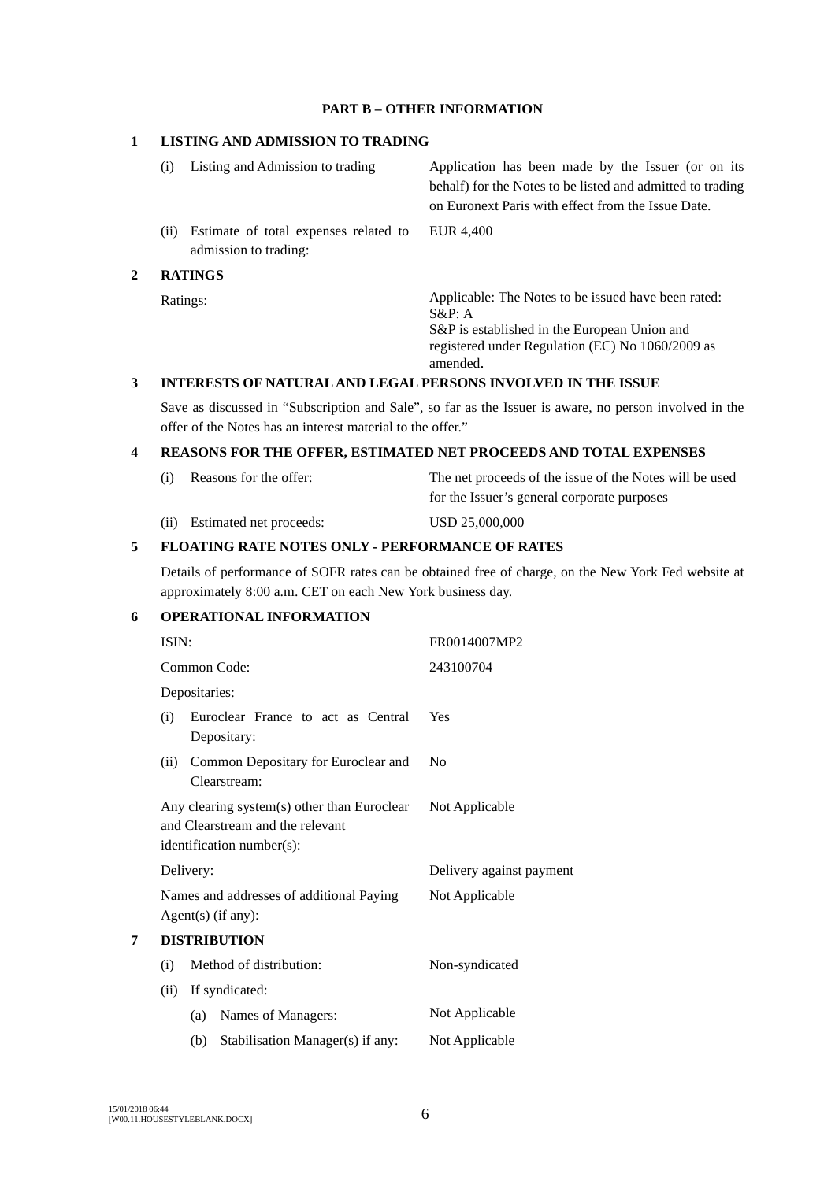## PART B – OTHER INFORMATION

### 1 LISTING AND ADMISSION TO TRADING

| | |
|---|---|
| (i) Listing and Admission to trading | Application has been made by the Issuer (or on its behalf) for the Notes to be listed and admitted to trading on Euronext Paris with effect from the Issue Date. |
| (ii) Estimate of total expenses related to admission to trading: | EUR 4,400 |

### 2 RATINGS

| | |
|---|---|
| Ratings: | Applicable: The Notes to be issued have been rated:<br>S&P: A<br>S&P is established in the European Union and registered under Regulation (EC) No 1060/2009 as amended. |

### 3 INTERESTS OF NATURAL AND LEGAL PERSONS INVOLVED IN THE ISSUE

Save as discussed in "Subscription and Sale", so far as the Issuer is aware, no person involved in the offer of the Notes has an interest material to the offer."

### 4 REASONS FOR THE OFFER, ESTIMATED NET PROCEEDS AND TOTAL EXPENSES

| | |
|---|---|
| (i) Reasons for the offer: | The net proceeds of the issue of the Notes will be used for the Issuer's general corporate purposes |
| (ii) Estimated net proceeds: | USD 25,000,000 |

### 5 FLOATING RATE NOTES ONLY - PERFORMANCE OF RATES

Details of performance of SOFR rates can be obtained free of charge, on the New York Fed website at approximately 8:00 a.m. CET on each New York business day.

### 6 OPERATIONAL INFORMATION

| | |
|---|---|
| ISIN: | FR0014007MP2 |
| Common Code: | 243100704 |
| Depositaries: | |
| (i) Euroclear France to act as Central Depositary: | Yes |
| (ii) Common Depositary for Euroclear and Clearstream: | No |
| Any clearing system(s) other than Euroclear and Clearstream and the relevant identification number(s): | Not Applicable |
| Delivery: | Delivery against payment |
| Names and addresses of additional Paying Agent(s) (if any): | Not Applicable |

### 7 DISTRIBUTION

| | |
|---|---|
| (i) Method of distribution: | Non-syndicated |
| (ii) If syndicated: | |
| (a) Names of Managers: | Not Applicable |
| (b) Stabilisation Manager(s) if any: | Not Applicable |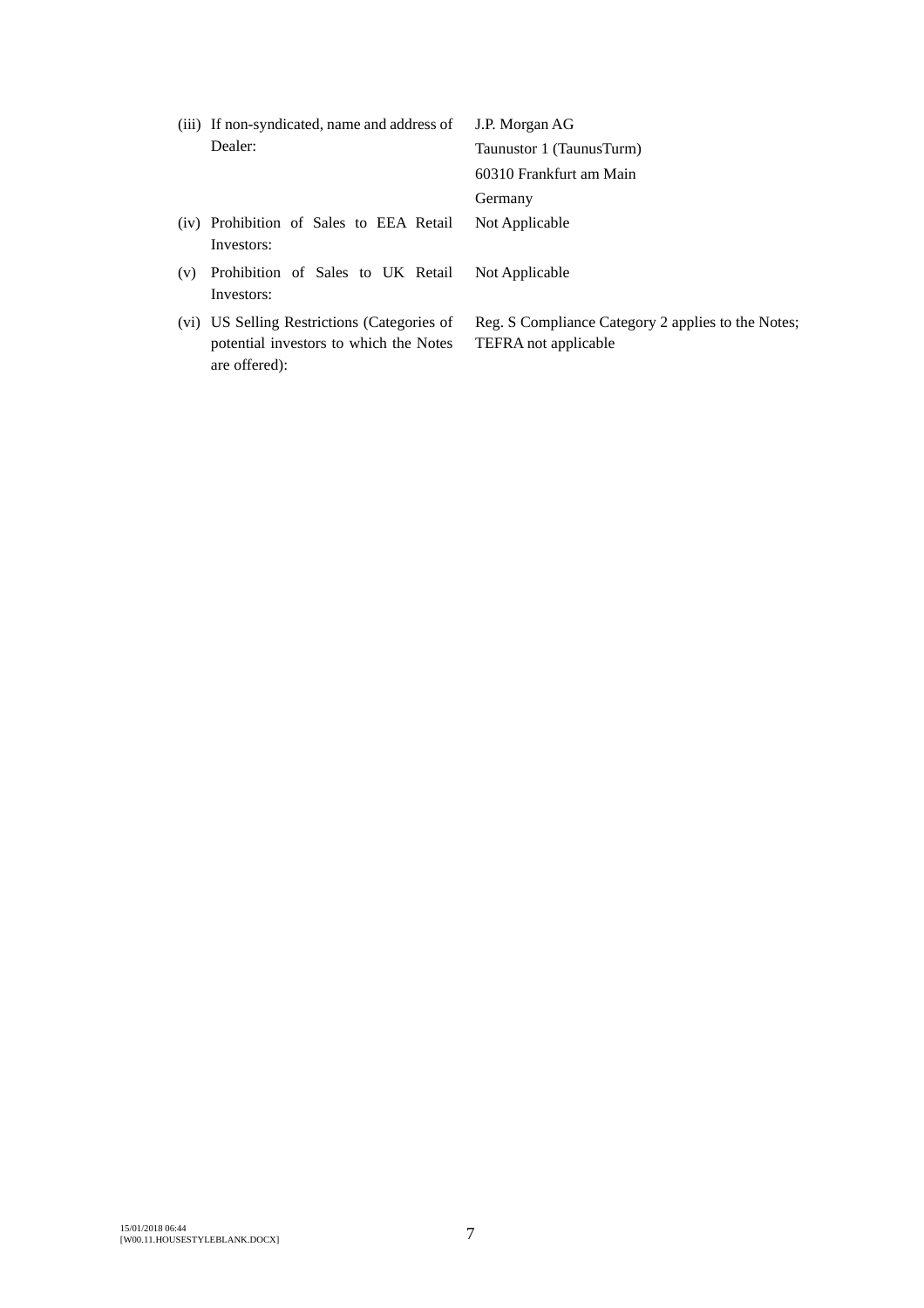| | |
|---|---|
| (iii) If non-syndicated, name and address of Dealer: | J.P. Morgan AG<br>Taunustor 1 (TaunusTurm)<br>60310 Frankfurt am Main<br>Germany |
| (iv) Prohibition of Sales to EEA Retail Investors: | Not Applicable |
| (v) Prohibition of Sales to UK Retail Investors: | Not Applicable |
| (vi) US Selling Restrictions (Categories of potential investors to which the Notes are offered): | Reg. S Compliance Category 2 applies to the Notes; TEFRA not applicable |